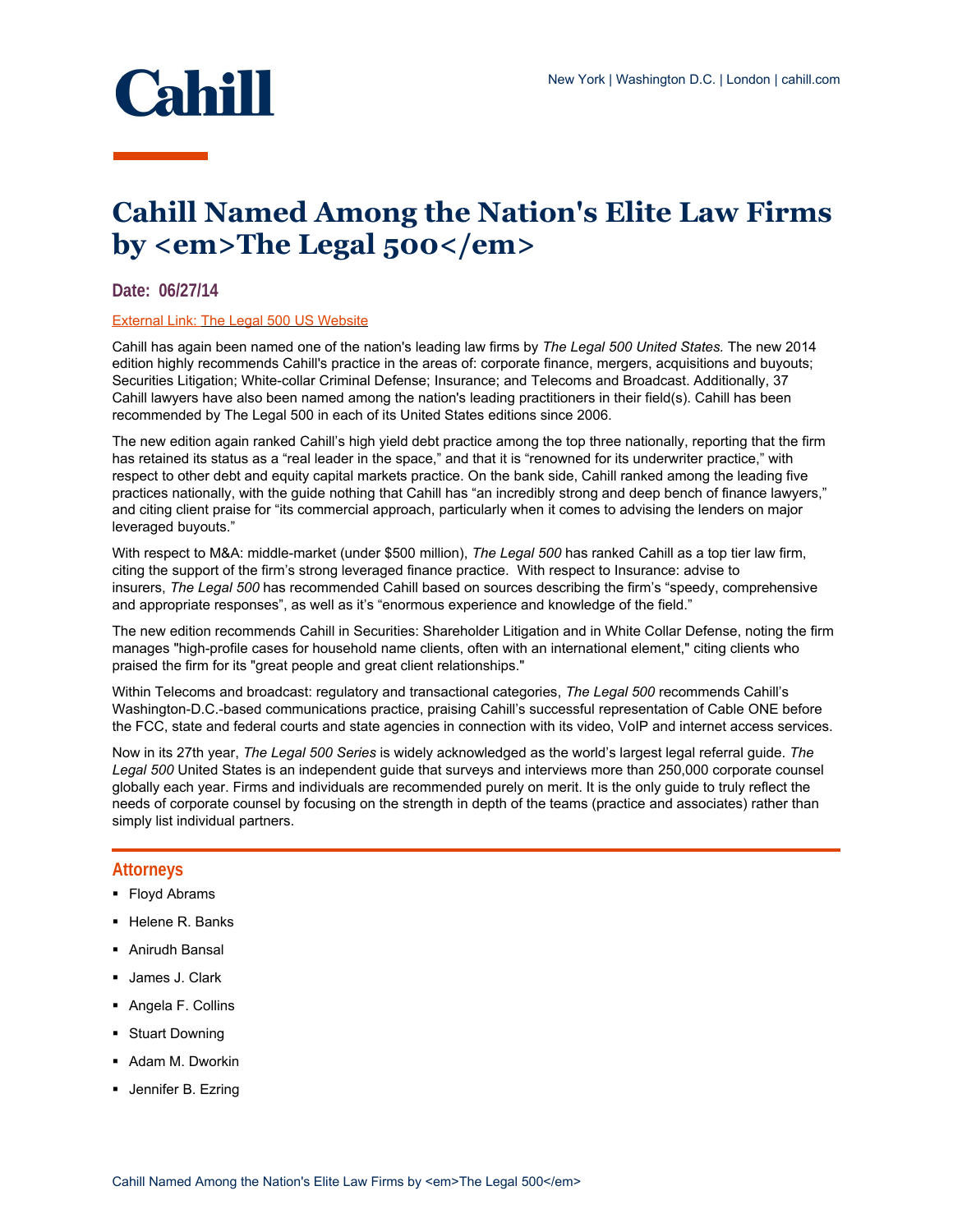# Cahill Named Among the Nation's Elite Law Firms by <em>The Legal 500</em>

**Date: 06/27/14**

External Link: The Legal 500 US Website

Cahill has again been named one of the nation's leading law firms by *The Legal 500 United States.* The new 2014 edition highly recommends Cahill's practice in the areas of: corporate finance, mergers, acquisitions and buyouts; Securities Litigation; White-collar Criminal Defense; Insurance; and Telecoms and Broadcast. Additionally, 37 Cahill lawyers have also been named among the nation's leading practitioners in their field(s). Cahill has been recommended by The Legal 500 in each of its United States editions since 2006.

The new edition again ranked Cahill's high yield debt practice among the top three nationally, reporting that the firm has retained its status as a "real leader in the space," and that it is "renowned for its underwriter practice," with respect to other debt and equity capital markets practice. On the bank side, Cahill ranked among the leading five practices nationally, with the guide nothing that Cahill has "an incredibly strong and deep bench of finance lawyers," and citing client praise for "its commercial approach, particularly when it comes to advising the lenders on major leveraged buyouts."

With respect to M&A: middle-market (under $500 million), *The Legal 500* has ranked Cahill as a top tier law firm, citing the support of the firm's strong leveraged finance practice. With respect to Insurance: advise to insurers, *The Legal 500* has recommended Cahill based on sources describing the firm's "speedy, comprehensive and appropriate responses", as well as it's "enormous experience and knowledge of the field."

The new edition recommends Cahill in Securities: Shareholder Litigation and in White Collar Defense, noting the firm manages "high-profile cases for household name clients, often with an international element," citing clients who praised the firm for its "great people and great client relationships."

Within Telecoms and broadcast: regulatory and transactional categories, *The Legal 500* recommends Cahill's Washington-D.C.-based communications practice, praising Cahill's successful representation of Cable ONE before the FCC, state and federal courts and state agencies in connection with its video, VoIP and internet access services.

Now in its 27th year, *The Legal 500 Series* is widely acknowledged as the world's largest legal referral guide. *The Legal 500* United States is an independent guide that surveys and interviews more than 250,000 corporate counsel globally each year. Firms and individuals are recommended purely on merit. It is the only guide to truly reflect the needs of corporate counsel by focusing on the strength in depth of the teams (practice and associates) rather than simply list individual partners.

## Attorneys

- Floyd Abrams
- Helene R. Banks
- Anirudh Bansal
- James J. Clark
- Angela F. Collins
- Stuart Downing
- Adam M. Dworkin
- Jennifer B. Ezring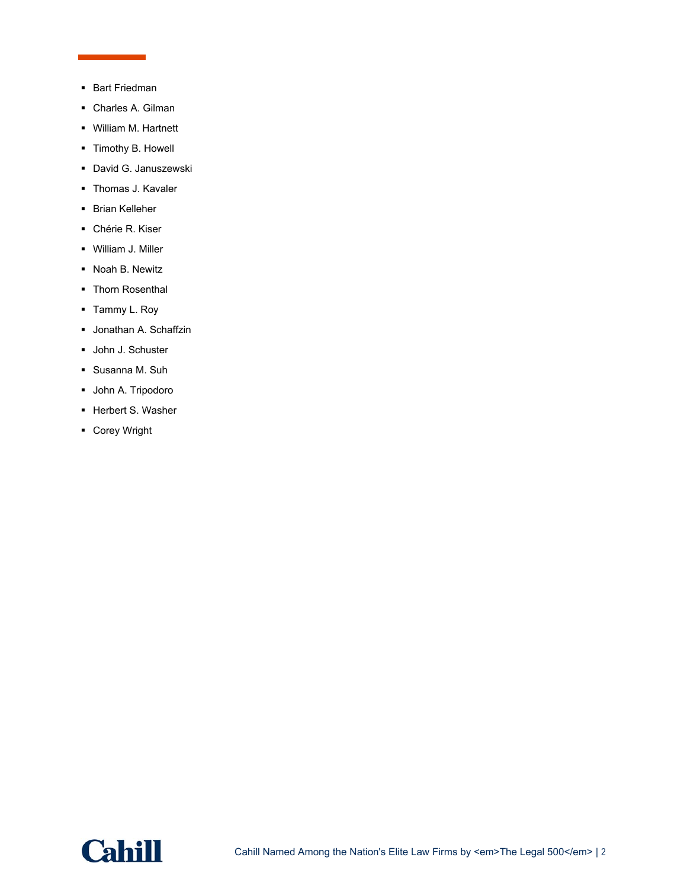- Bart Friedman
- Charles A. Gilman
- William M. Hartnett
- Timothy B. Howell
- David G. Januszewski
- Thomas J. Kavaler
- Brian Kelleher
- Chérie R. Kiser
- William J. Miller
- Noah B. Newitz
- Thorn Rosenthal
- Tammy L. Roy
- Jonathan A. Schaffzin
- John J. Schuster
- Susanna M. Suh
- John A. Tripodoro
- Herbert S. Washer
- Corey Wright